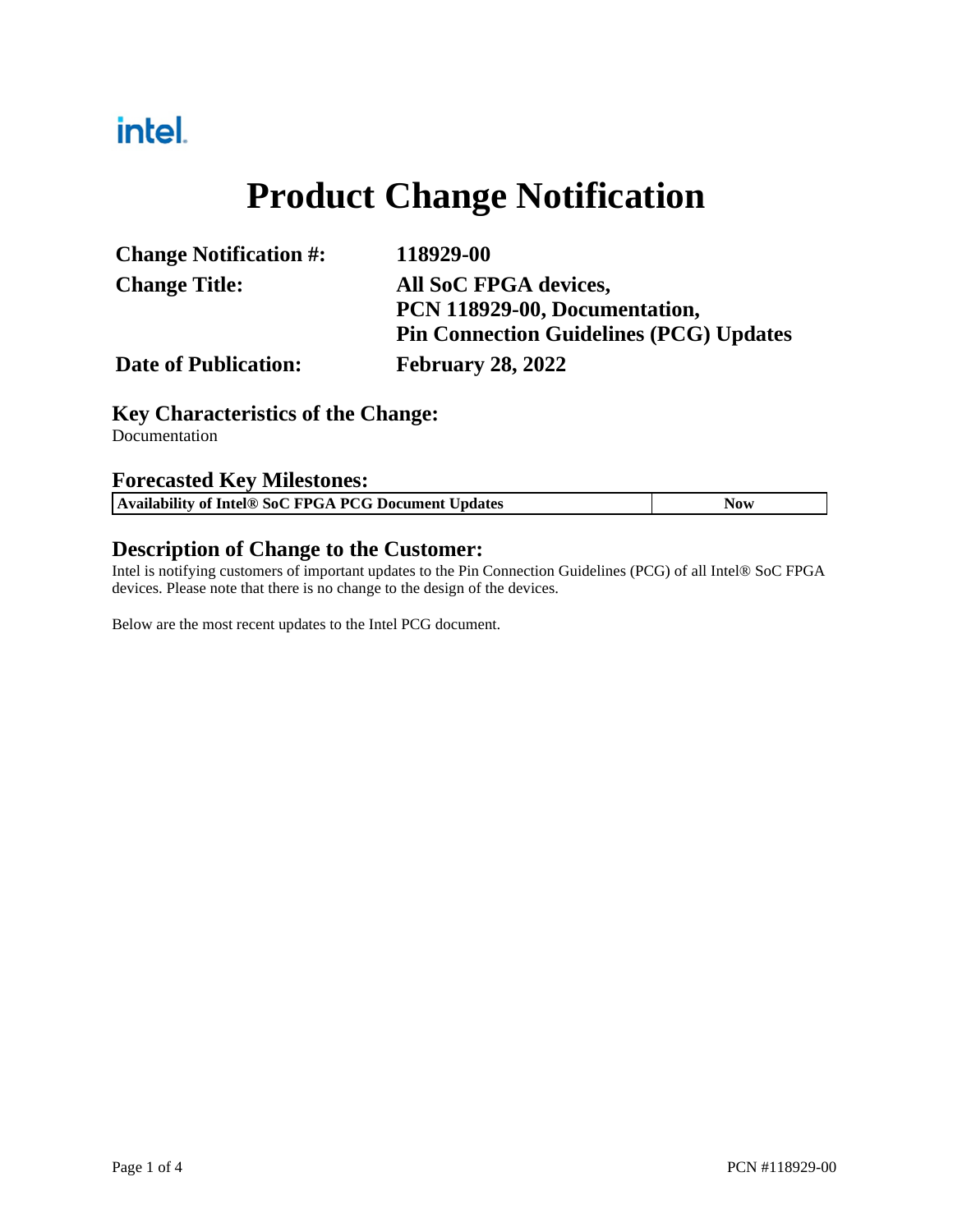intel.

# Product Change Notification

| | |
|---|---|
| **Change Notification #:** | **118929-00** |
| **Change Title:** | **All SoC FPGA devices, PCN 118929-00, Documentation, Pin Connection Guidelines (PCG) Updates** |
| **Date of Publication:** | **February 28, 2022** |

## Key Characteristics of the Change:

Documentation

## Forecasted Key Milestones:

| Availability of Intel® SoC FPGA PCG Document Updates | Now |
|---|---|

## Description of Change to the Customer:

Intel is notifying customers of important updates to the Pin Connection Guidelines (PCG) of all Intel® SoC FPGA devices. Please note that there is no change to the design of the devices.

Below are the most recent updates to the Intel PCG document.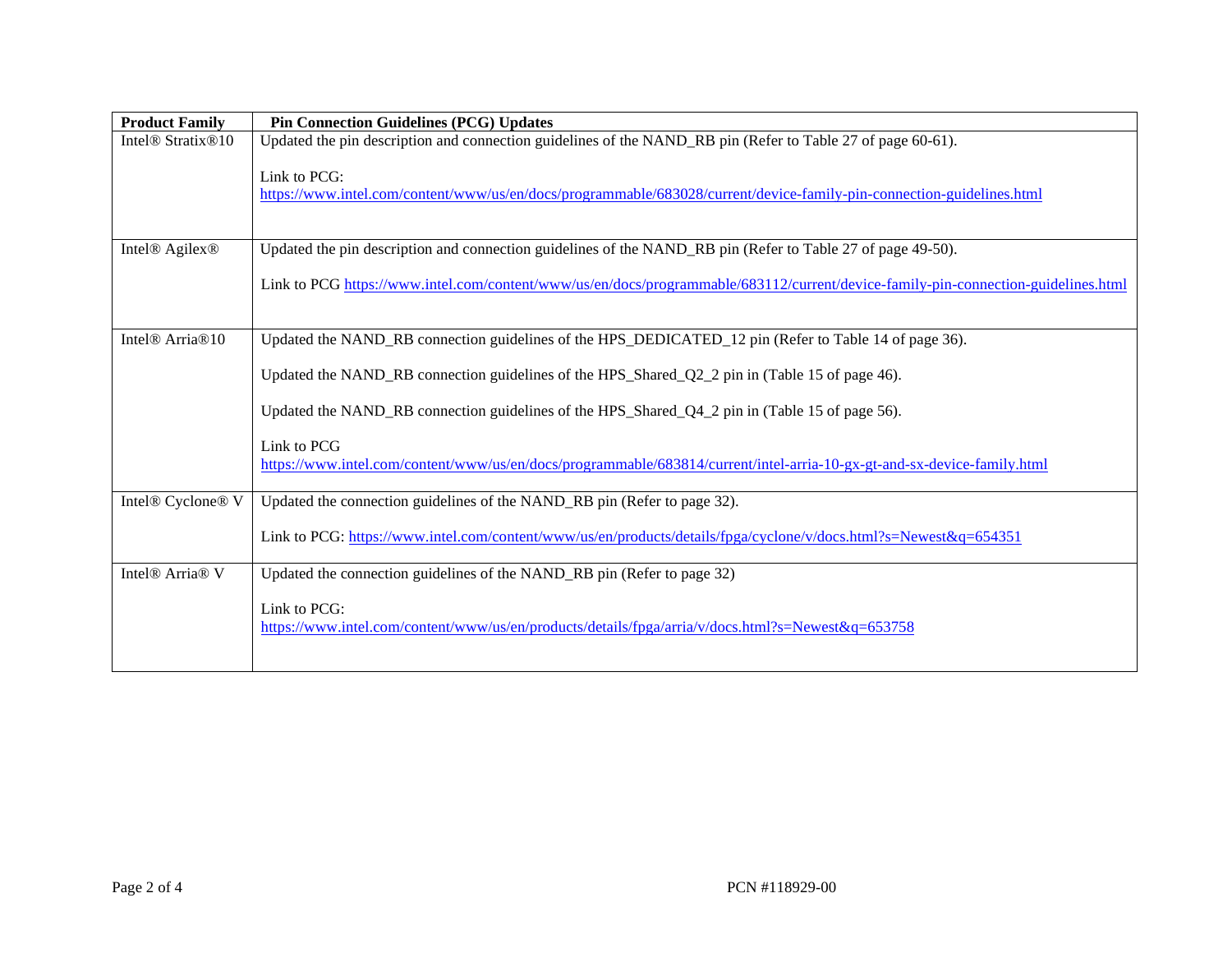| Product Family | Pin Connection Guidelines (PCG) Updates |
|---|---|
| Intel® Stratix®10 | Updated the pin description and connection guidelines of the NAND_RB pin (Refer to Table 27 of page 60-61).<br><br>Link to PCG:<br>https://www.intel.com/content/www/us/en/docs/programmable/683028/current/device-family-pin-connection-guidelines.html |
| Intel® Agilex® | Updated the pin description and connection guidelines of the NAND_RB pin (Refer to Table 27 of page 49-50).<br><br>Link to PCG https://www.intel.com/content/www/us/en/docs/programmable/683112/current/device-family-pin-connection-guidelines.html |
| Intel® Arria®10 | Updated the NAND_RB connection guidelines of the HPS_DEDICATED_12 pin (Refer to Table 14 of page 36).<br><br>Updated the NAND_RB connection guidelines of the HPS_Shared_Q2_2 pin in (Table 15 of page 46).<br><br>Updated the NAND_RB connection guidelines of the HPS_Shared_Q4_2 pin in (Table 15 of page 56).<br><br>Link to PCG<br>https://www.intel.com/content/www/us/en/docs/programmable/683814/current/intel-arria-10-gx-gt-and-sx-device-family.html |
| Intel® Cyclone® V | Updated the connection guidelines of the NAND_RB pin (Refer to page 32).<br><br>Link to PCG: https://www.intel.com/content/www/us/en/products/details/fpga/cyclone/v/docs.html?s=Newest&q=654351 |
| Intel® Arria® V | Updated the connection guidelines of the NAND_RB pin (Refer to page 32)<br><br>Link to PCG:<br>https://www.intel.com/content/www/us/en/products/details/fpga/arria/v/docs.html?s=Newest&q=653758 |

PCN #118929-00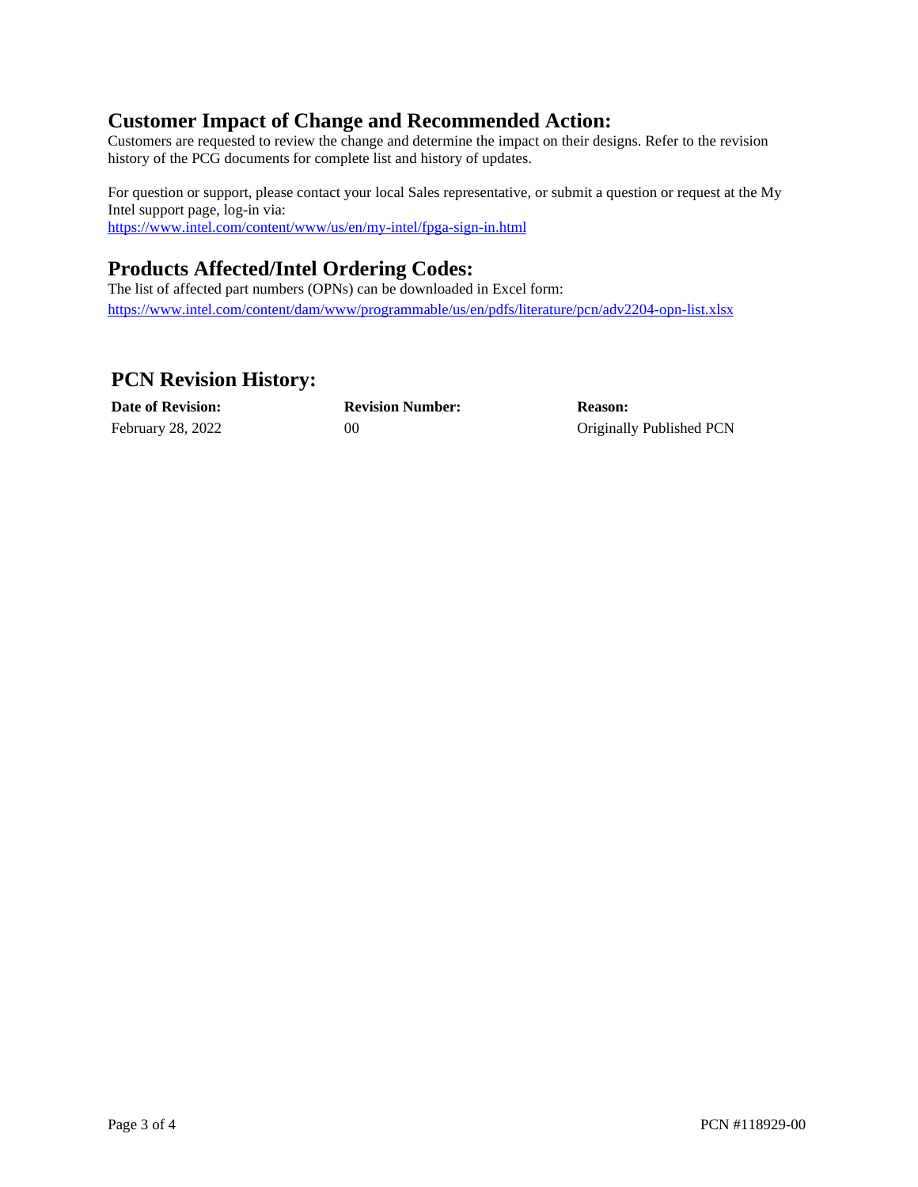## Customer Impact of Change and Recommended Action:

Customers are requested to review the change and determine the impact on their designs. Refer to the revision history of the PCG documents for complete list and history of updates.

For question or support, please contact your local Sales representative, or submit a question or request at the My Intel support page, log-in via:
https://www.intel.com/content/www/us/en/my-intel/fpga-sign-in.html

## Products Affected/Intel Ordering Codes:

The list of affected part numbers (OPNs) can be downloaded in Excel form:
https://www.intel.com/content/dam/www/programmable/us/en/pdfs/literature/pcn/adv2204-opn-list.xlsx

## PCN Revision History:

| Date of Revision: | Revision Number: | Reason: |
|---|---|---|
| February 28, 2022 | 00 | Originally Published PCN |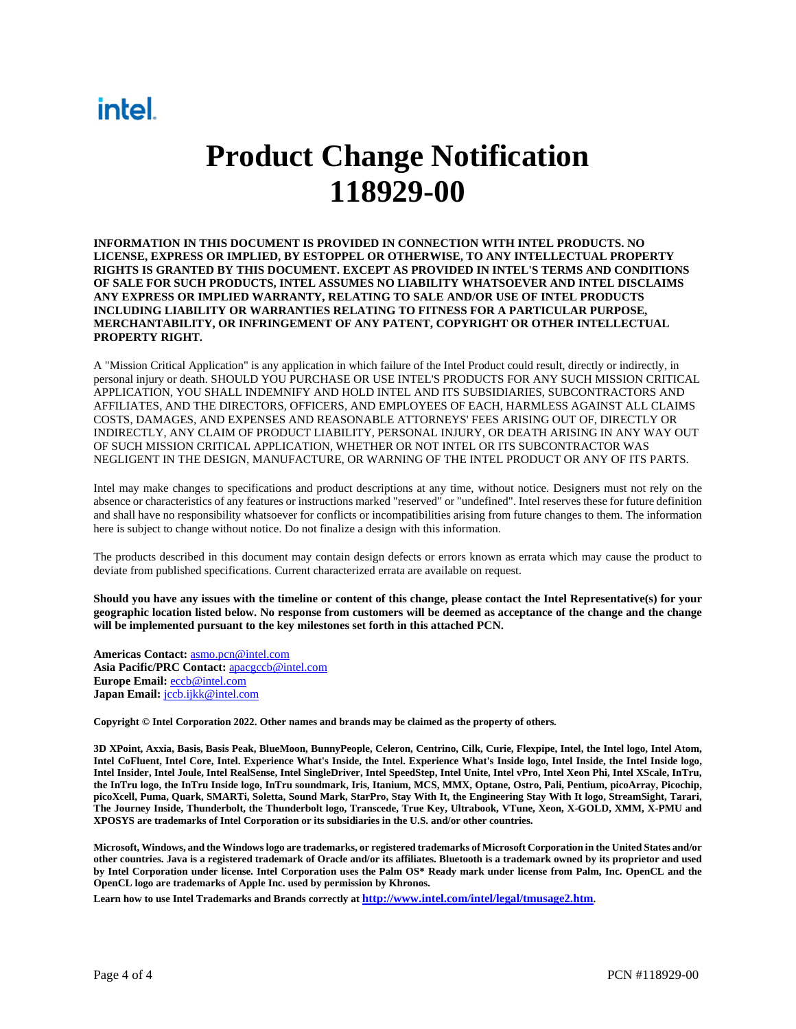intel.

# Product Change Notification 118929-00

**INFORMATION IN THIS DOCUMENT IS PROVIDED IN CONNECTION WITH INTEL PRODUCTS. NO LICENSE, EXPRESS OR IMPLIED, BY ESTOPPEL OR OTHERWISE, TO ANY INTELLECTUAL PROPERTY RIGHTS IS GRANTED BY THIS DOCUMENT. EXCEPT AS PROVIDED IN INTEL'S TERMS AND CONDITIONS OF SALE FOR SUCH PRODUCTS, INTEL ASSUMES NO LIABILITY WHATSOEVER AND INTEL DISCLAIMS ANY EXPRESS OR IMPLIED WARRANTY, RELATING TO SALE AND/OR USE OF INTEL PRODUCTS INCLUDING LIABILITY OR WARRANTIES RELATING TO FITNESS FOR A PARTICULAR PURPOSE, MERCHANTABILITY, OR INFRINGEMENT OF ANY PATENT, COPYRIGHT OR OTHER INTELLECTUAL PROPERTY RIGHT.**

A "Mission Critical Application" is any application in which failure of the Intel Product could result, directly or indirectly, in personal injury or death. SHOULD YOU PURCHASE OR USE INTEL'S PRODUCTS FOR ANY SUCH MISSION CRITICAL APPLICATION, YOU SHALL INDEMNIFY AND HOLD INTEL AND ITS SUBSIDIARIES, SUBCONTRACTORS AND AFFILIATES, AND THE DIRECTORS, OFFICERS, AND EMPLOYEES OF EACH, HARMLESS AGAINST ALL CLAIMS COSTS, DAMAGES, AND EXPENSES AND REASONABLE ATTORNEYS' FEES ARISING OUT OF, DIRECTLY OR INDIRECTLY, ANY CLAIM OF PRODUCT LIABILITY, PERSONAL INJURY, OR DEATH ARISING IN ANY WAY OUT OF SUCH MISSION CRITICAL APPLICATION, WHETHER OR NOT INTEL OR ITS SUBCONTRACTOR WAS NEGLIGENT IN THE DESIGN, MANUFACTURE, OR WARNING OF THE INTEL PRODUCT OR ANY OF ITS PARTS.

Intel may make changes to specifications and product descriptions at any time, without notice. Designers must not rely on the absence or characteristics of any features or instructions marked "reserved" or "undefined". Intel reserves these for future definition and shall have no responsibility whatsoever for conflicts or incompatibilities arising from future changes to them. The information here is subject to change without notice. Do not finalize a design with this information.

The products described in this document may contain design defects or errors known as errata which may cause the product to deviate from published specifications. Current characterized errata are available on request.

**Should you have any issues with the timeline or content of this change, please contact the Intel Representative(s) for your geographic location listed below. No response from customers will be deemed as acceptance of the change and the change will be implemented pursuant to the key milestones set forth in this attached PCN.**

**Americas Contact:** asmo.pcn@intel.com
**Asia Pacific/PRC Contact:** apacgccb@intel.com
**Europe Email:** eccb@intel.com
**Japan Email:** jccb.ijkk@intel.com

**Copyright © Intel Corporation 2022. Other names and brands may be claimed as the property of others.**

**3D XPoint, Axxia, Basis, Basis Peak, BlueMoon, BunnyPeople, Celeron, Centrino, Cilk, Curie, Flexpipe, Intel, the Intel logo, Intel Atom, Intel CoFluent, Intel Core, Intel. Experience What's Inside, the Intel. Experience What's Inside logo, Intel Inside, the Intel Inside logo, Intel Insider, Intel Joule, Intel RealSense, Intel SingleDriver, Intel SpeedStep, Intel Unite, Intel vPro, Intel Xeon Phi, Intel XScale, InTru, the InTru logo, the InTru Inside logo, InTru soundmark, Iris, Itanium, MCS, MMX, Optane, Ostro, Pali, Pentium, picoArray, Picochip, picoXcell, Puma, Quark, SMARTi, Soletta, Sound Mark, StarPro, Stay With It, the Engineering Stay With It logo, StreamSight, Tarari, The Journey Inside, Thunderbolt, the Thunderbolt logo, Transcede, True Key, Ultrabook, VTune, Xeon, X-GOLD, XMM, X-PMU and XPOSYS are trademarks of Intel Corporation or its subsidiaries in the U.S. and/or other countries.**

**Microsoft, Windows, and the Windows logo are trademarks, or registered trademarks of Microsoft Corporation in the United States and/or other countries. Java is a registered trademark of Oracle and/or its affiliates. Bluetooth is a trademark owned by its proprietor and used by Intel Corporation under license. Intel Corporation uses the Palm OS* Ready mark under license from Palm, Inc. OpenCL and the OpenCL logo are trademarks of Apple Inc. used by permission by Khronos.**

**Learn how to use Intel Trademarks and Brands correctly at http://www.intel.com/intel/legal/tmusage2.htm.**